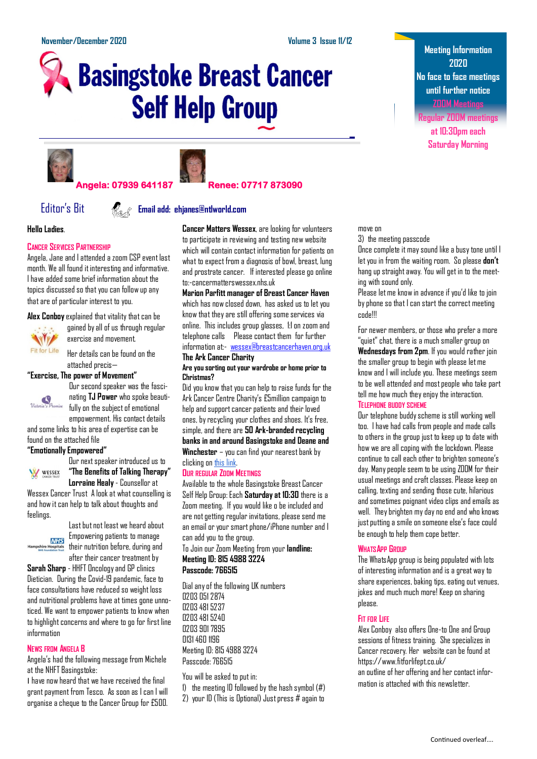November/December 2020 Volume 3 Issue 11/12

# Basingstoke Breast Cancer Self Help Group

**Meeting Information 2020**
**No face to face meetings until further notice**
**ZOOM Meetings**
**Regular ZOOM meetings at 10:30pm each Saturday Morning**

**Angela: 07939 641187** **Renee: 07717 873090**

## Editor's Bit

**Email add: ehjanes@ntlworld.com**

**Hello Ladies.**

### Cancer Services Partnership

Angela, Jane and I attended a zoom CSP event last month. We all found it interesting and informative. I have added some brief information about the topics discussed so that you can follow up any that are of particular interest to you.

**Alex Conboy** explained that vitality that can be gained by all of us through regular exercise and movement.

Her details can be found on the attached precis—

**"Exercise, The power of Movement"**

Our second speaker was the fascinating **TJ Power** who spoke beautifully on the subject of emotional empowerment. His contact details and some links to his area of expertise can be found on the attached file

**"Emotionally Empowered"**

Our next speaker introduced us to **"The Benefits of Talking Therapy"** **Lorraine Healy** - Counsellor at Wessex Cancer Trust A look at what counselling is and how it can help to talk about thoughts and feelings.

Last but not least we heard about Empowering patients to manage their nutrition before, during and after their cancer treatment by **Sarah Sharp** - HHFT Oncology and GP clinics Dietician. During the Covid-19 pandemic, face to face consultations have reduced so weight loss and nutritional problems have at times gone unnoticed. We want to empower patients to know when to highlight concerns and where to go for first line information

### News from Angela B

Angela's had the following message from Michele at the NHFT Basingstoke:

I have now heard that we have received the final grant payment from Tesco. As soon as I can I will organise a cheque to the Cancer Group for £500.

**Cancer Matters Wessex**, are looking for volunteers to participate in reviewing and testing new website which will contain contact information for patients on what to expect from a diagnosis of bowl, breast, lung and prostrate cancer. If interested please go online to:-cancermatterswessex.nhs.uk

**Marion Parfitt manager of Breast Cancer Haven** which has now closed down, has asked us to let you know that they are still offering some services via online. This includes group glasses, 1:1 on zoom and telephone calls Please contact them for further information at:- wessex@breastcancerhaven.org.uk

**The Ark Cancer Charity**

**Are you sorting out your wardrobe or home prior to Christmas?**

Did you know that you can help to raise funds for the Ark Cancer Centre Charity's £5million campaign to help and support cancer patients and their loved ones, by recycling your clothes and shoes. It's free, simple, and there are **50 Ark-branded recycling banks in and around Basingstoke and Deane and Winchester** – you can find your nearest bank by clicking on this link.

### Our Regular Zoom Meetings

Available to the whole Basingstoke Breast Cancer Self Help Group: Each **Saturday at 10:30** there is a Zoom meeting. If you would like o be included and are not getting regular invitations, please send me an email or your smart phone/iPhone number and I can add you to the group.

To Join our Zoom Meeting from your **landline:**

**Meeting ID: 815 4988 3224**
**Passcode: 766515**

Dial any of the following UK numbers
0203 051 2874
0203 481 5237
0203 481 5240
0203 901 7895
0131 460 1196
Meeting ID: 815 4988 3224
Passcode: 766515

You will be asked to put in:

1) the meeting ID followed by the hash symbol (#)
2) your ID (This is Optional) Just press # again to move on
3) the meeting passcode

Once complete it may sound like a busy tone until I let you in from the waiting room. So please **don't** hang up straight away. You will get in to the meeting with sound only.

Please let me know in advance if you'd like to join by phone so that I can start the correct meeting code!!!

For newer members, or those who prefer a more "quiet" chat, there is a much smaller group on **Wednesdays from 2pm**. If you would rather join the smaller group to begin with please let me know and I will include you. These meetings seem to be well attended and most people who take part tell me how much they enjoy the interaction.

### Telephone Buddy Scheme

Our telephone buddy scheme is still working well too. I have had calls from people and made calls to others in the group just to keep up to date with how we are all coping with the lockdown. Please continue to call each other to brighten someone's day. Many people seem to be using ZOOM for their usual meetings and craft classes. Please keep on calling, texting and sending those cute, hilarious and sometimes poignant video clips and emails as well. They brighten my day no end and who knows just putting a smile on someone else's face could be enough to help them cope better.

### WhatsApp Group

The WhatsApp group is being populated with lots of interesting information and is a great way to share experiences, baking tips, eating out venues, jokes and much much more! Keep on sharing please.

### Fit for Life

Alex Conboy also offers One-to One and Group sessions of fitness training. She specializes in Cancer recovery. Her website can be found at https://www.fitforlifept.co.uk/ an outline of her offering and her contact information is attached with this newsletter.

Continued overleaf….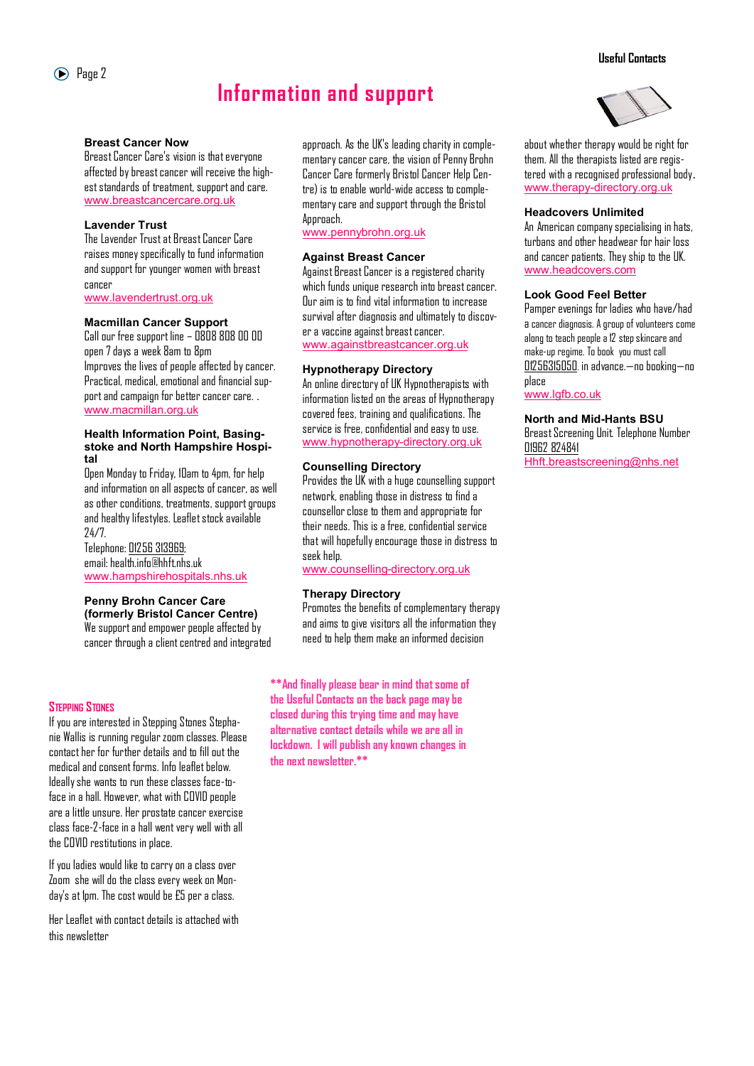# Information and support

### Breast Cancer Now

Breast Cancer Care's vision is that everyone affected by breast cancer will receive the highest standards of treatment, support and care.
www.breastcancercare.org.uk

### Lavender Trust

The Lavender Trust at Breast Cancer Care raises money specifically to fund information and support for younger women with breast cancer
www.lavendertrust.org.uk

### Macmillan Cancer Support

Call our free support line – 0808 808 00 00 open 7 days a week 8am to 8pm
Improves the lives of people affected by cancer. Practical, medical, emotional and financial support and campaign for better cancer care. .
www.macmillan.org.uk

### Health Information Point, Basingstoke and North Hampshire Hospital

Open Monday to Friday, 10am to 4pm, for help and information on all aspects of cancer, as well as other conditions, treatments, support groups and healthy lifestyles. Leaflet stock available 24/7.
Telephone: 01256 313969;
email: health.info@hhft.nhs.uk
www.hampshirehospitals.nhs.uk

### Penny Brohn Cancer Care (formerly Bristol Cancer Centre)

We support and empower people affected by cancer through a client centred and integrated approach. As the UK's leading charity in complementary cancer care, the vision of Penny Brohn Cancer Care formerly Bristol Cancer Help Centre) is to enable world-wide access to complementary care and support through the Bristol Approach.
www.pennybrohn.org.uk

### Against Breast Cancer

Against Breast Cancer is a registered charity which funds unique research into breast cancer. Our aim is to find vital information to increase survival after diagnosis and ultimately to discover a vaccine against breast cancer.
www.againstbreastcancer.org.uk

### Hypnotherapy Directory

An online directory of UK Hypnotherapists with information listed on the areas of Hypnotherapy covered fees, training and qualifications. The service is free, confidential and easy to use.
www.hypnotherapy-directory.org.uk

### Counselling Directory

Provides the UK with a huge counselling support network, enabling those in distress to find a counsellor close to them and appropriate for their needs. This is a free, confidential service that will hopefully encourage those in distress to seek help.
www.counselling-directory.org.uk

### Therapy Directory

Promotes the benefits of complementary therapy and aims to give visitors all the information they need to help them make an informed decision about whether therapy would be right for them. All the therapists listed are registered with a recognised professional body.
www.therapy-directory.org.uk

### Headcovers Unlimited

An American company specialising in hats, turbans and other headwear for hair loss and cancer patients. They ship to the UK.
www.headcovers.com

### Look Good Feel Better

Pamper evenings for ladies who have/had a cancer diagnosis. A group of volunteers come along to teach people a 12 step skincare and make-up regime. To book you must call 01256315050. in advance.—no booking—no place
www.lgfb.co.uk

### North and Mid-Hants BSU

Breast Screening Unit. Telephone Number 01962 824841
Hhft.breastscreening@nhs.net

### Stepping Stones

If you are interested in Stepping Stones Stephanie Wallis is running regular zoom classes. Please contact her for further details and to fill out the medical and consent forms. Info leaflet below. Ideally she wants to run these classes face-to-face in a hall. However, what with COVID people are a little unsure. Her prostate cancer exercise class face-2-face in a hall went very well with all the COVID restitutions in place.

If you ladies would like to carry on a class over Zoom she will do the class every week on Monday's at 1pm. The cost would be £5 per a class.

Her Leaflet with contact details is attached with this newsletter

**\*\*And finally please bear in mind that some of the Useful Contacts on the back page may be closed during this trying time and may have alternative contact details while we are all in lockdown. I will publish any known changes in the next newsletter.\*\***